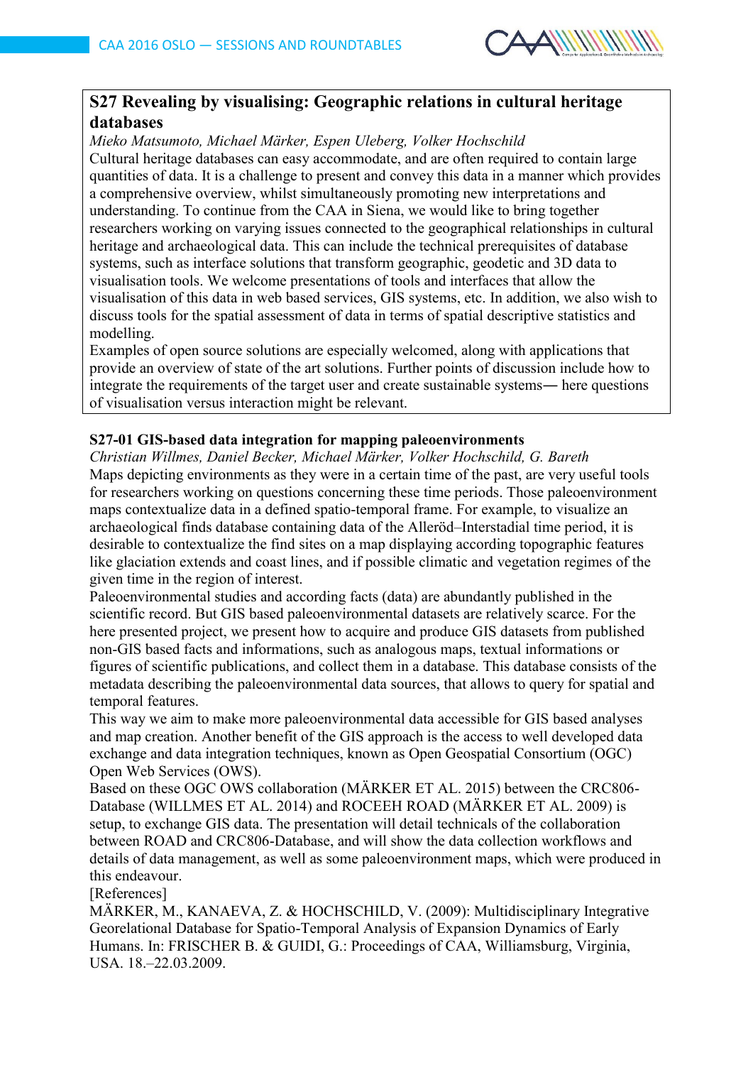## S27 Revealing by visualising: Geographic relations in cultural heritage databases

*Mieko Matsumoto, Michael Märker, Espen Uleberg, Volker Hochschild*

Cultural heritage databases can easy accommodate, and are often required to contain large quantities of data. It is a challenge to present and convey this data in a manner which provides a comprehensive overview, whilst simultaneously promoting new interpretations and understanding. To continue from the CAA in Siena, we would like to bring together researchers working on varying issues connected to the geographical relationships in cultural heritage and archaeological data. This can include the technical prerequisites of database systems, such as interface solutions that transform geographic, geodetic and 3D data to visualisation tools. We welcome presentations of tools and interfaces that allow the visualisation of this data in web based services, GIS systems, etc. In addition, we also wish to discuss tools for the spatial assessment of data in terms of spatial descriptive statistics and modelling.

Examples of open source solutions are especially welcomed, along with applications that provide an overview of state of the art solutions. Further points of discussion include how to integrate the requirements of the target user and create sustainable systems— here questions of visualisation versus interaction might be relevant.

### S27-01 GIS-based data integration for mapping paleoenvironments

*Christian Willmes, Daniel Becker, Michael Märker, Volker Hochschild, G. Bareth*

Maps depicting environments as they were in a certain time of the past, are very useful tools for researchers working on questions concerning these time periods. Those paleoenvironment maps contextualize data in a defined spatio-temporal frame. For example, to visualize an archaeological finds database containing data of the Alleröd–Interstadial time period, it is desirable to contextualize the find sites on a map displaying according topographic features like glaciation extends and coast lines, and if possible climatic and vegetation regimes of the given time in the region of interest.

Paleoenvironmental studies and according facts (data) are abundantly published in the scientific record. But GIS based paleoenvironmental datasets are relatively scarce. For the here presented project, we present how to acquire and produce GIS datasets from published non-GIS based facts and informations, such as analogous maps, textual informations or figures of scientific publications, and collect them in a database. This database consists of the metadata describing the paleoenvironmental data sources, that allows to query for spatial and temporal features.

This way we aim to make more paleoenvironmental data accessible for GIS based analyses and map creation. Another benefit of the GIS approach is the access to well developed data exchange and data integration techniques, known as Open Geospatial Consortium (OGC) Open Web Services (OWS).

Based on these OGC OWS collaboration (MÄRKER ET AL. 2015) between the CRC806-Database (WILLMES ET AL. 2014) and ROCEEH ROAD (MÄRKER ET AL. 2009) is setup, to exchange GIS data. The presentation will detail technicals of the collaboration between ROAD and CRC806-Database, and will show the data collection workflows and details of data management, as well as some paleoenvironment maps, which were produced in this endeavour.

[References]

MÄRKER, M., KANAEVA, Z. & HOCHSCHILD, V. (2009): Multidisciplinary Integrative Georelational Database for Spatio-Temporal Analysis of Expansion Dynamics of Early Humans. In: FRISCHER B. & GUIDI, G.: Proceedings of CAA, Williamsburg, Virginia, USA. 18.–22.03.2009.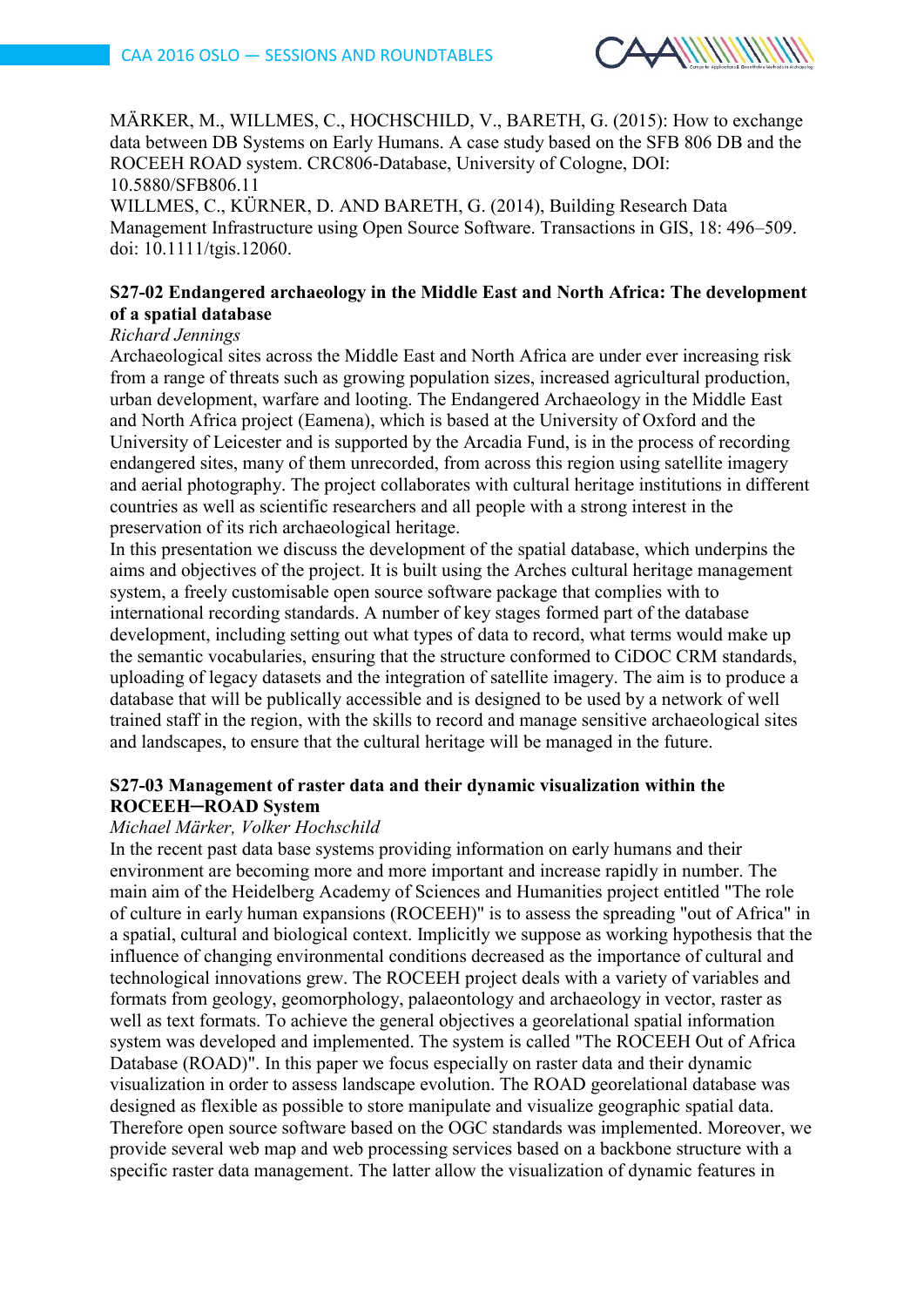MÄRKER, M., WILLMES, C., HOCHSCHILD, V., BARETH, G. (2015): How to exchange data between DB Systems on Early Humans. A case study based on the SFB 806 DB and the ROCEEH ROAD system. CRC806-Database, University of Cologne, DOI: 10.5880/SFB806.11

WILLMES, C., KÜRNER, D. AND BARETH, G. (2014), Building Research Data Management Infrastructure using Open Source Software. Transactions in GIS, 18: 496–509. doi: 10.1111/tgis.12060.

### S27-02 Endangered archaeology in the Middle East and North Africa: The development of a spatial database

*Richard Jennings*

Archaeological sites across the Middle East and North Africa are under ever increasing risk from a range of threats such as growing population sizes, increased agricultural production, urban development, warfare and looting. The Endangered Archaeology in the Middle East and North Africa project (Eamena), which is based at the University of Oxford and the University of Leicester and is supported by the Arcadia Fund, is in the process of recording endangered sites, many of them unrecorded, from across this region using satellite imagery and aerial photography. The project collaborates with cultural heritage institutions in different countries as well as scientific researchers and all people with a strong interest in the preservation of its rich archaeological heritage.

In this presentation we discuss the development of the spatial database, which underpins the aims and objectives of the project. It is built using the Arches cultural heritage management system, a freely customisable open source software package that complies with to international recording standards. A number of key stages formed part of the database development, including setting out what types of data to record, what terms would make up the semantic vocabularies, ensuring that the structure conformed to CiDOC CRM standards, uploading of legacy datasets and the integration of satellite imagery. The aim is to produce a database that will be publically accessible and is designed to be used by a network of well trained staff in the region, with the skills to record and manage sensitive archaeological sites and landscapes, to ensure that the cultural heritage will be managed in the future.

### S27-03 Management of raster data and their dynamic visualization within the ROCEEH─ROAD System

*Michael Märker, Volker Hochschild*

In the recent past data base systems providing information on early humans and their environment are becoming more and more important and increase rapidly in number. The main aim of the Heidelberg Academy of Sciences and Humanities project entitled "The role of culture in early human expansions (ROCEEH)" is to assess the spreading "out of Africa" in a spatial, cultural and biological context. Implicitly we suppose as working hypothesis that the influence of changing environmental conditions decreased as the importance of cultural and technological innovations grew. The ROCEEH project deals with a variety of variables and formats from geology, geomorphology, palaeontology and archaeology in vector, raster as well as text formats. To achieve the general objectives a georelational spatial information system was developed and implemented. The system is called "The ROCEEH Out of Africa Database (ROAD)". In this paper we focus especially on raster data and their dynamic visualization in order to assess landscape evolution. The ROAD georelational database was designed as flexible as possible to store manipulate and visualize geographic spatial data. Therefore open source software based on the OGC standards was implemented. Moreover, we provide several web map and web processing services based on a backbone structure with a specific raster data management. The latter allow the visualization of dynamic features in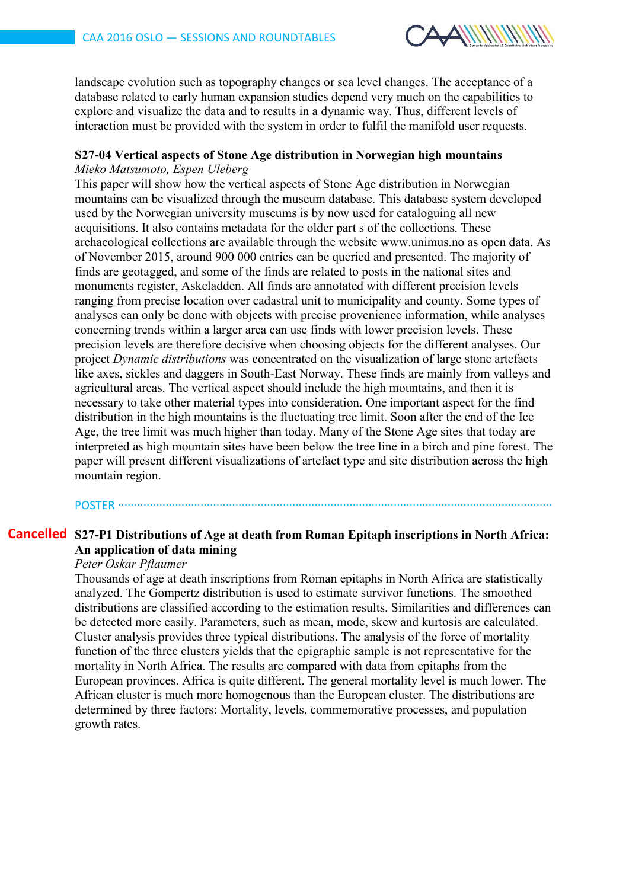landscape evolution such as topography changes or sea level changes. The acceptance of a database related to early human expansion studies depend very much on the capabilities to explore and visualize the data and to results in a dynamic way. Thus, different levels of interaction must be provided with the system in order to fulfil the manifold user requests.

### S27-04 Vertical aspects of Stone Age distribution in Norwegian high mountains

*Mieko Matsumoto, Espen Uleberg*

This paper will show how the vertical aspects of Stone Age distribution in Norwegian mountains can be visualized through the museum database. This database system developed used by the Norwegian university museums is by now used for cataloguing all new acquisitions. It also contains metadata for the older part s of the collections. These archaeological collections are available through the website www.unimus.no as open data. As of November 2015, around 900 000 entries can be queried and presented. The majority of finds are geotagged, and some of the finds are related to posts in the national sites and monuments register, Askeladden. All finds are annotated with different precision levels ranging from precise location over cadastral unit to municipality and county. Some types of analyses can only be done with objects with precise provenience information, while analyses concerning trends within a larger area can use finds with lower precision levels. These precision levels are therefore decisive when choosing objects for the different analyses. Our project *Dynamic distributions* was concentrated on the visualization of large stone artefacts like axes, sickles and daggers in South-East Norway. These finds are mainly from valleys and agricultural areas. The vertical aspect should include the high mountains, and then it is necessary to take other material types into consideration. One important aspect for the find distribution in the high mountains is the fluctuating tree limit. Soon after the end of the Ice Age, the tree limit was much higher than today. Many of the Stone Age sites that today are interpreted as high mountain sites have been below the tree line in a birch and pine forest. The paper will present different visualizations of artefact type and site distribution across the high mountain region.

## POSTER

### Cancelled S27-P1 Distributions of Age at death from Roman Epitaph inscriptions in North Africa: An application of data mining

*Peter Oskar Pflaumer*

Thousands of age at death inscriptions from Roman epitaphs in North Africa are statistically analyzed. The Gompertz distribution is used to estimate survivor functions. The smoothed distributions are classified according to the estimation results. Similarities and differences can be detected more easily. Parameters, such as mean, mode, skew and kurtosis are calculated. Cluster analysis provides three typical distributions. The analysis of the force of mortality function of the three clusters yields that the epigraphic sample is not representative for the mortality in North Africa. The results are compared with data from epitaphs from the European provinces. Africa is quite different. The general mortality level is much lower. The African cluster is much more homogenous than the European cluster. The distributions are determined by three factors: Mortality, levels, commemorative processes, and population growth rates.